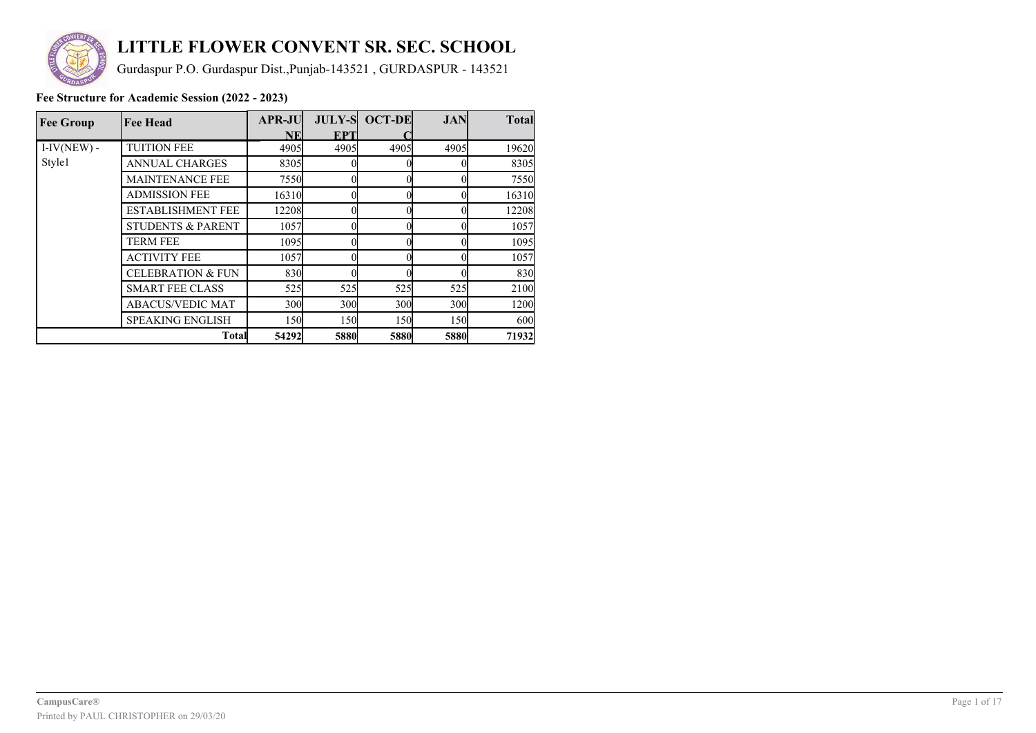# LITTLE FLOWER CONVENT SR. SEC. SCHOOL

Gurdaspur P.O. Gurdaspur Dist.,Punjab-143521 , GURDASPUR - 143521

**Fee Structure for Academic Session (2022 - 2023)**

| Fee Group | Fee Head | APR-JUNE | JULY-SEPT | OCT-DEC | JAN | Total |
|---|---|---|---|---|---|---|
| I-IV(NEW) - Style1 | TUITION FEE | 4905 | 4905 | 4905 | 4905 | 19620 |
| | ANNUAL CHARGES | 8305 | 0 | 0 | 0 | 8305 |
| | MAINTENANCE FEE | 7550 | 0 | 0 | 0 | 7550 |
| | ADMISSION FEE | 16310 | 0 | 0 | 0 | 16310 |
| | ESTABLISHMENT FEE | 12208 | 0 | 0 | 0 | 12208 |
| | STUDENTS & PARENT | 1057 | 0 | 0 | 0 | 1057 |
| | TERM FEE | 1095 | 0 | 0 | 0 | 1095 |
| | ACTIVITY FEE | 1057 | 0 | 0 | 0 | 1057 |
| | CELEBRATION & FUN | 830 | 0 | 0 | 0 | 830 |
| | SMART FEE CLASS | 525 | 525 | 525 | 525 | 2100 |
| | ABACUS/VEDIC MAT | 300 | 300 | 300 | 300 | 1200 |
| | SPEAKING ENGLISH | 150 | 150 | 150 | 150 | 600 |
| | **Total** | **54292** | **5880** | **5880** | **5880** | **71932** |

**CampusCare®**

Printed by PAUL CHRISTOPHER on 29/03/20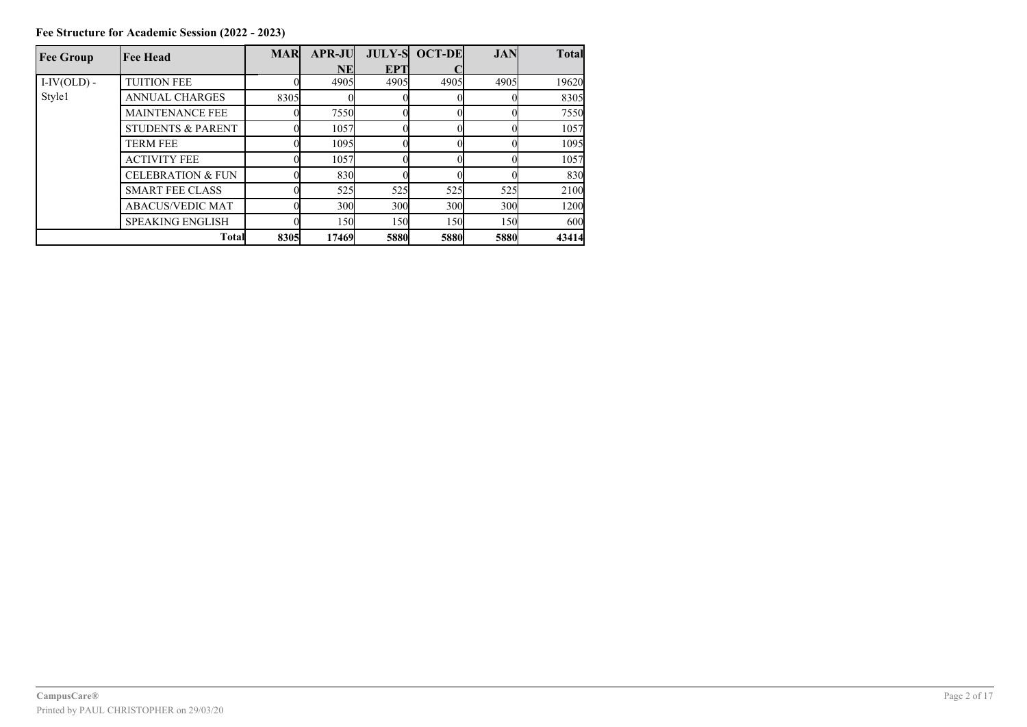**Fee Structure for Academic Session (2022 - 2023)**

| Fee Group | Fee Head | MAR | APR-JUNE | JULY-SEPT | OCT-DEC | JAN | Total |
|---|---|---|---|---|---|---|---|
| I-IV(OLD) - Style1 | TUITION FEE | 0 | 4905 | 4905 | 4905 | 4905 | 19620 |
| | ANNUAL CHARGES | 8305 | 0 | 0 | 0 | 0 | 8305 |
| | MAINTENANCE FEE | 0 | 7550 | 0 | 0 | 0 | 7550 |
| | STUDENTS & PARENT | 0 | 1057 | 0 | 0 | 0 | 1057 |
| | TERM FEE | 0 | 1095 | 0 | 0 | 0 | 1095 |
| | ACTIVITY FEE | 0 | 1057 | 0 | 0 | 0 | 1057 |
| | CELEBRATION & FUN | 0 | 830 | 0 | 0 | 0 | 830 |
| | SMART FEE CLASS | 0 | 525 | 525 | 525 | 525 | 2100 |
| | ABACUS/VEDIC MAT | 0 | 300 | 300 | 300 | 300 | 1200 |
| | SPEAKING ENGLISH | 0 | 150 | 150 | 150 | 150 | 600 |
| | **Total** | **8305** | **17469** | **5880** | **5880** | **5880** | **43414** |

CampusCare®

Printed by PAUL CHRISTOPHER on 29/03/20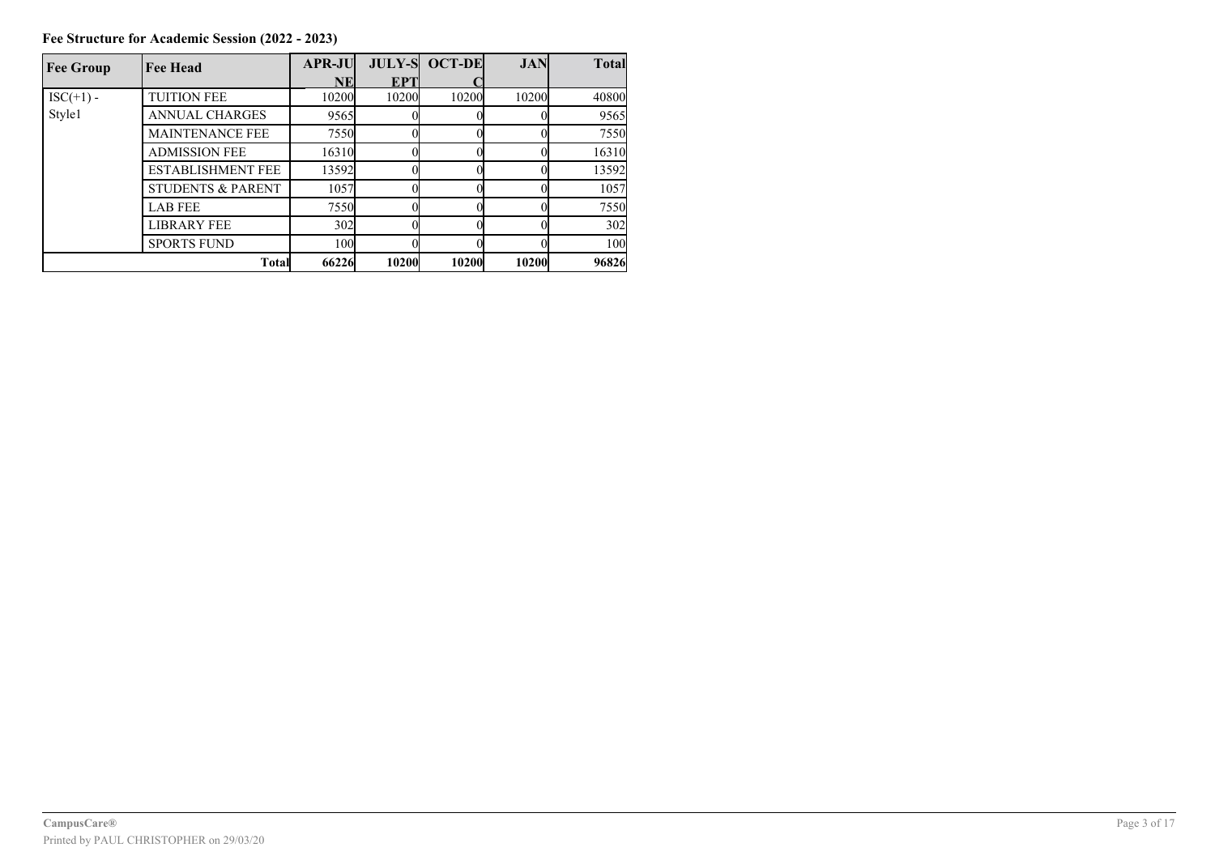**Fee Structure for Academic Session (2022 - 2023)**

| Fee Group | Fee Head | APR-JUNE | JULY-SEPT | OCT-DEC | JAN | Total |
|---|---|---|---|---|---|---|
| ISC(+1) - Style1 | TUITION FEE | 10200 | 10200 | 10200 | 10200 | 40800 |
| | ANNUAL CHARGES | 9565 | 0 | 0 | 0 | 9565 |
| | MAINTENANCE FEE | 7550 | 0 | 0 | 0 | 7550 |
| | ADMISSION FEE | 16310 | 0 | 0 | 0 | 16310 |
| | ESTABLISHMENT FEE | 13592 | 0 | 0 | 0 | 13592 |
| | STUDENTS & PARENT | 1057 | 0 | 0 | 0 | 1057 |
| | LAB FEE | 7550 | 0 | 0 | 0 | 7550 |
| | LIBRARY FEE | 302 | 0 | 0 | 0 | 302 |
| | SPORTS FUND | 100 | 0 | 0 | 0 | 100 |
| | **Total** | **66226** | **10200** | **10200** | **10200** | **96826** |

CampusCare®
Printed by PAUL CHRISTOPHER on 29/03/20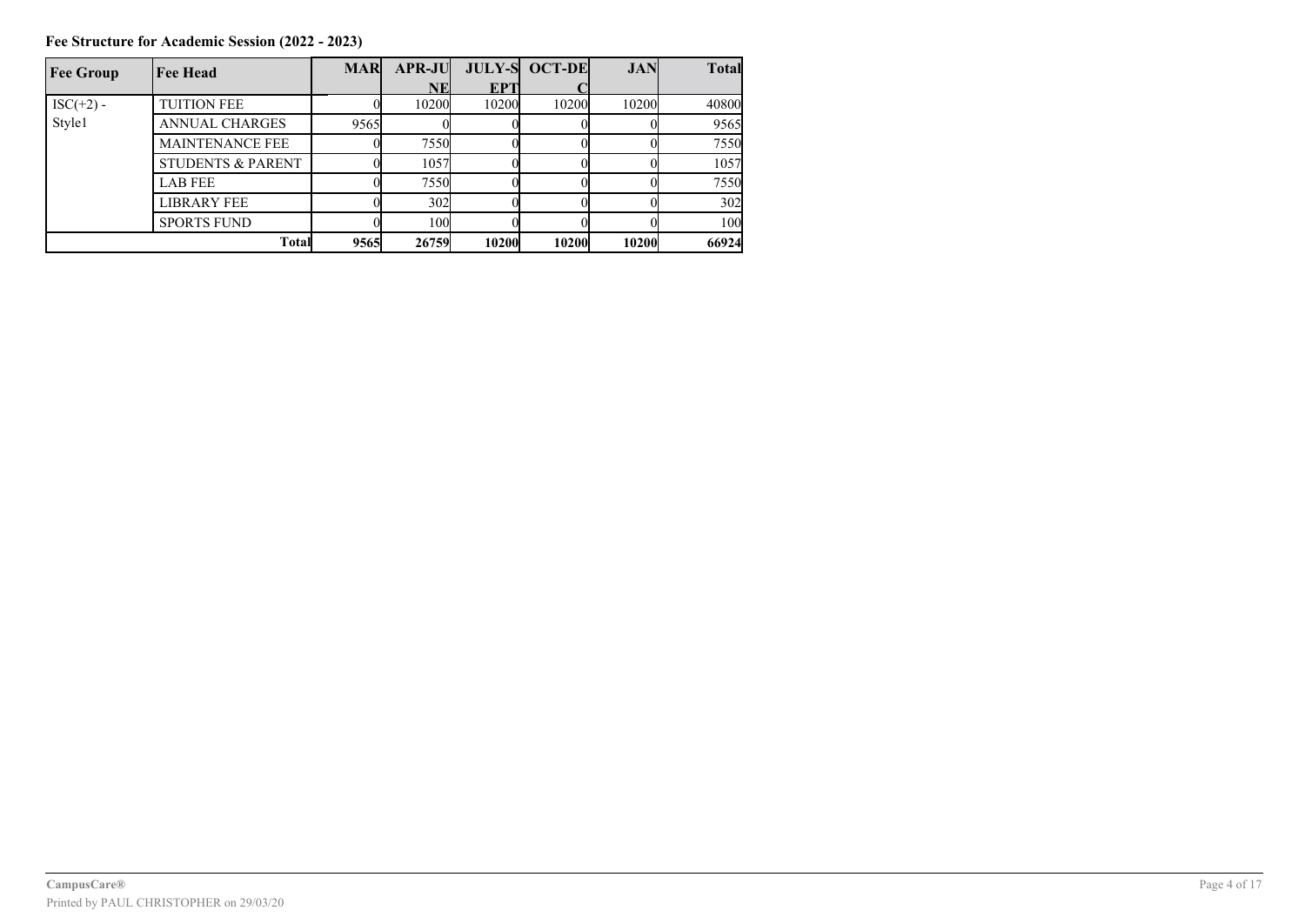**Fee Structure for Academic Session (2022 - 2023)**

| Fee Group | Fee Head | MAR | APR-JUNE | JULY-SEPT | OCT-DEC | JAN | Total |
|---|---|---|---|---|---|---|---|
| ISC(+2) - Style1 | TUITION FEE | 0 | 10200 | 10200 | 10200 | 10200 | 40800 |
| | ANNUAL CHARGES | 9565 | 0 | 0 | 0 | 0 | 9565 |
| | MAINTENANCE FEE | 0 | 7550 | 0 | 0 | 0 | 7550 |
| | STUDENTS & PARENT | 0 | 1057 | 0 | 0 | 0 | 1057 |
| | LAB FEE | 0 | 7550 | 0 | 0 | 0 | 7550 |
| | LIBRARY FEE | 0 | 302 | 0 | 0 | 0 | 302 |
| | SPORTS FUND | 0 | 100 | 0 | 0 | 0 | 100 |
| | **Total** | **9565** | **26759** | **10200** | **10200** | **10200** | **66924** |

**CampusCare®**

Printed by PAUL CHRISTOPHER on 29/03/20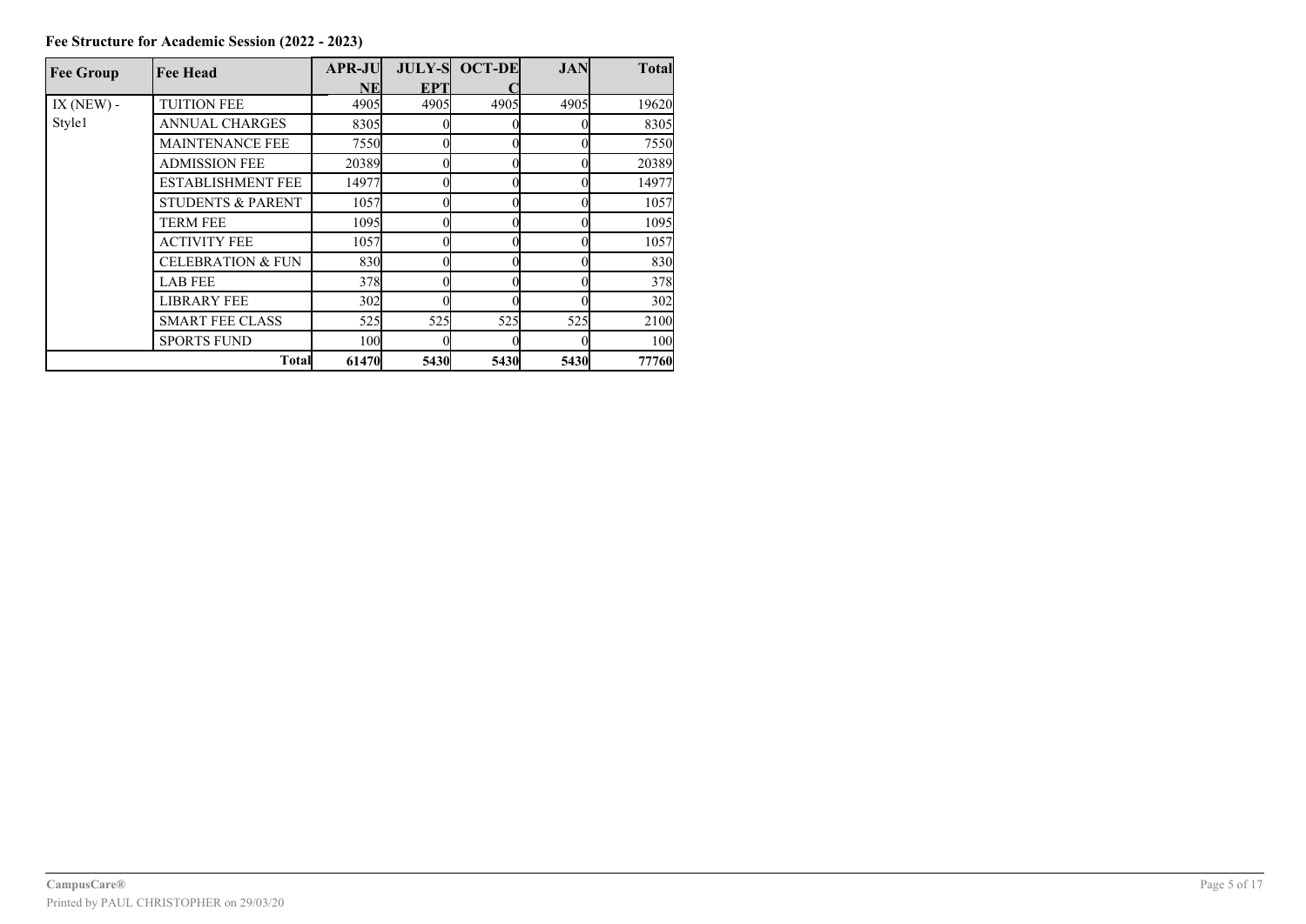**Fee Structure for Academic Session (2022 - 2023)**

| Fee Group | Fee Head | APR-JUNE | JULY-SEPT | OCT-DEC | JAN | Total |
|---|---|---|---|---|---|---|
| IX (NEW) - Style1 | TUITION FEE | 4905 | 4905 | 4905 | 4905 | 19620 |
| | ANNUAL CHARGES | 8305 | 0 | 0 | 0 | 8305 |
| | MAINTENANCE FEE | 7550 | 0 | 0 | 0 | 7550 |
| | ADMISSION FEE | 20389 | 0 | 0 | 0 | 20389 |
| | ESTABLISHMENT FEE | 14977 | 0 | 0 | 0 | 14977 |
| | STUDENTS & PARENT | 1057 | 0 | 0 | 0 | 1057 |
| | TERM FEE | 1095 | 0 | 0 | 0 | 1095 |
| | ACTIVITY FEE | 1057 | 0 | 0 | 0 | 1057 |
| | CELEBRATION & FUN | 830 | 0 | 0 | 0 | 830 |
| | LAB FEE | 378 | 0 | 0 | 0 | 378 |
| | LIBRARY FEE | 302 | 0 | 0 | 0 | 302 |
| | SMART FEE CLASS | 525 | 525 | 525 | 525 | 2100 |
| | SPORTS FUND | 100 | 0 | 0 | 0 | 100 |
| | **Total** | **61470** | **5430** | **5430** | **5430** | **77760** |

**CampusCare®**

Printed by PAUL CHRISTOPHER on 29/03/20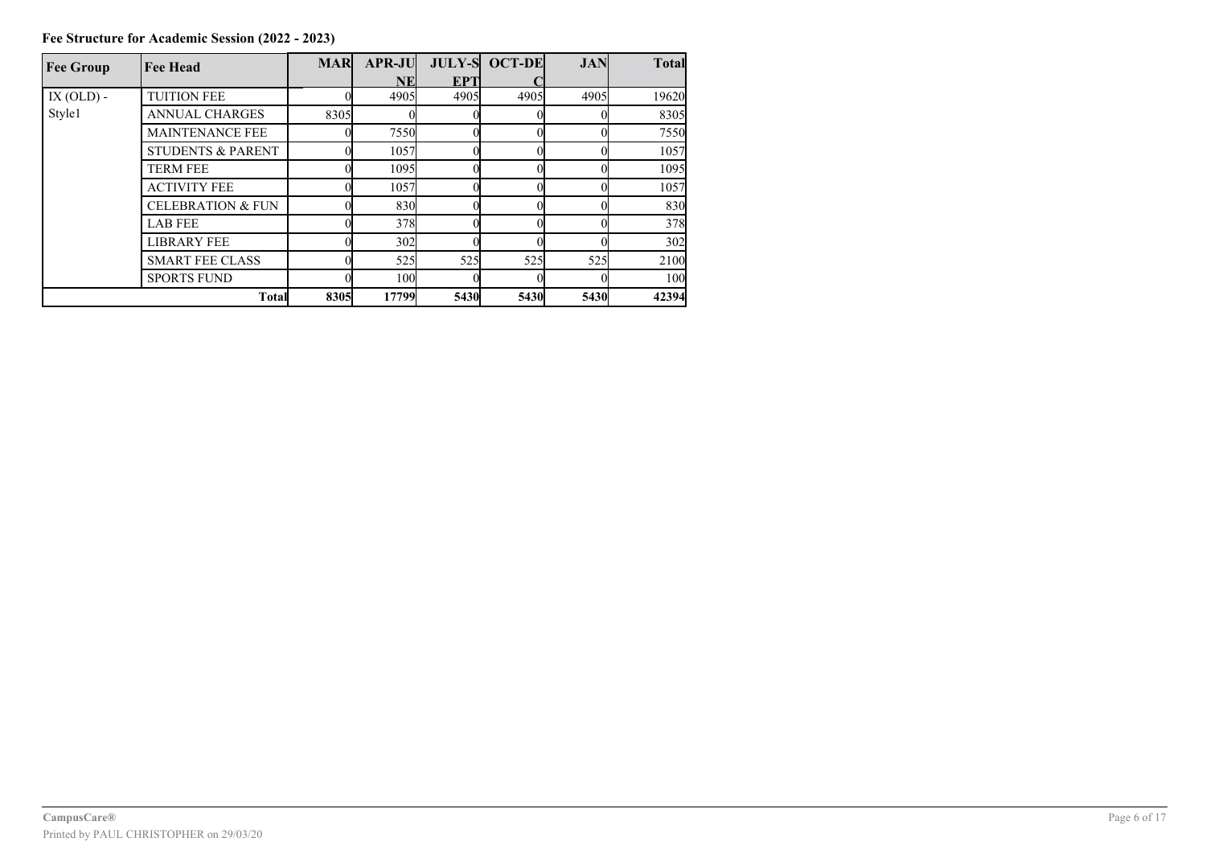**Fee Structure for Academic Session (2022 - 2023)**

| Fee Group | Fee Head | MAR | APR-JUNE | JULY-SEPT | OCT-DEC | JAN | Total |
|---|---|---|---|---|---|---|---|
| IX (OLD) - Style1 | TUITION FEE | 0 | 4905 | 4905 | 4905 | 4905 | 19620 |
| | ANNUAL CHARGES | 8305 | 0 | 0 | 0 | 0 | 8305 |
| | MAINTENANCE FEE | 0 | 7550 | 0 | 0 | 0 | 7550 |
| | STUDENTS & PARENT | 0 | 1057 | 0 | 0 | 0 | 1057 |
| | TERM FEE | 0 | 1095 | 0 | 0 | 0 | 1095 |
| | ACTIVITY FEE | 0 | 1057 | 0 | 0 | 0 | 1057 |
| | CELEBRATION & FUN | 0 | 830 | 0 | 0 | 0 | 830 |
| | LAB FEE | 0 | 378 | 0 | 0 | 0 | 378 |
| | LIBRARY FEE | 0 | 302 | 0 | 0 | 0 | 302 |
| | SMART FEE CLASS | 0 | 525 | 525 | 525 | 525 | 2100 |
| | SPORTS FUND | 0 | 100 | 0 | 0 | 0 | 100 |
| | **Total** | **8305** | **17799** | **5430** | **5430** | **5430** | **42394** |

**CampusCare®**

Printed by PAUL CHRISTOPHER on 29/03/20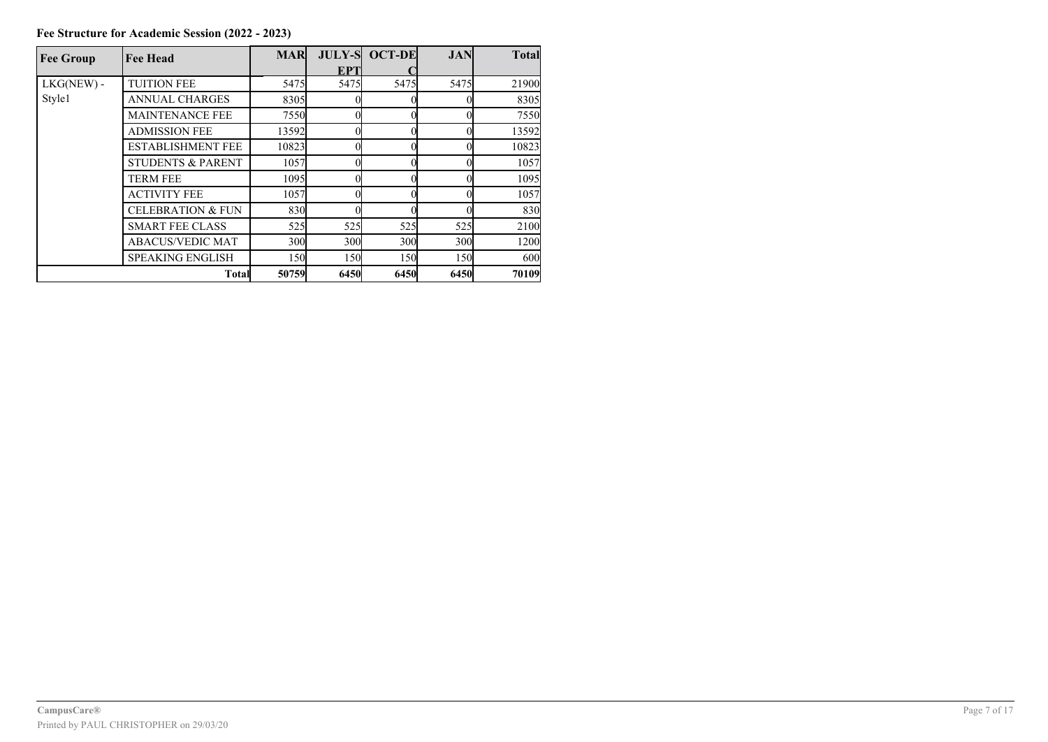**Fee Structure for Academic Session (2022 - 2023)**

| Fee Group | Fee Head | MAR | JULY-SEPT | OCT-DEC | JAN | Total |
|---|---|---|---|---|---|---|
| LKG(NEW) - Style1 | TUITION FEE | 5475 | 5475 | 5475 | 5475 | 21900 |
| | ANNUAL CHARGES | 8305 | 0 | 0 | 0 | 8305 |
| | MAINTENANCE FEE | 7550 | 0 | 0 | 0 | 7550 |
| | ADMISSION FEE | 13592 | 0 | 0 | 0 | 13592 |
| | ESTABLISHMENT FEE | 10823 | 0 | 0 | 0 | 10823 |
| | STUDENTS & PARENT | 1057 | 0 | 0 | 0 | 1057 |
| | TERM FEE | 1095 | 0 | 0 | 0 | 1095 |
| | ACTIVITY FEE | 1057 | 0 | 0 | 0 | 1057 |
| | CELEBRATION & FUN | 830 | 0 | 0 | 0 | 830 |
| | SMART FEE CLASS | 525 | 525 | 525 | 525 | 2100 |
| | ABACUS/VEDIC MAT | 300 | 300 | 300 | 300 | 1200 |
| | SPEAKING ENGLISH | 150 | 150 | 150 | 150 | 600 |
| | **Total** | **50759** | **6450** | **6450** | **6450** | **70109** |

**CampusCare®**

Printed by PAUL CHRISTOPHER on 29/03/20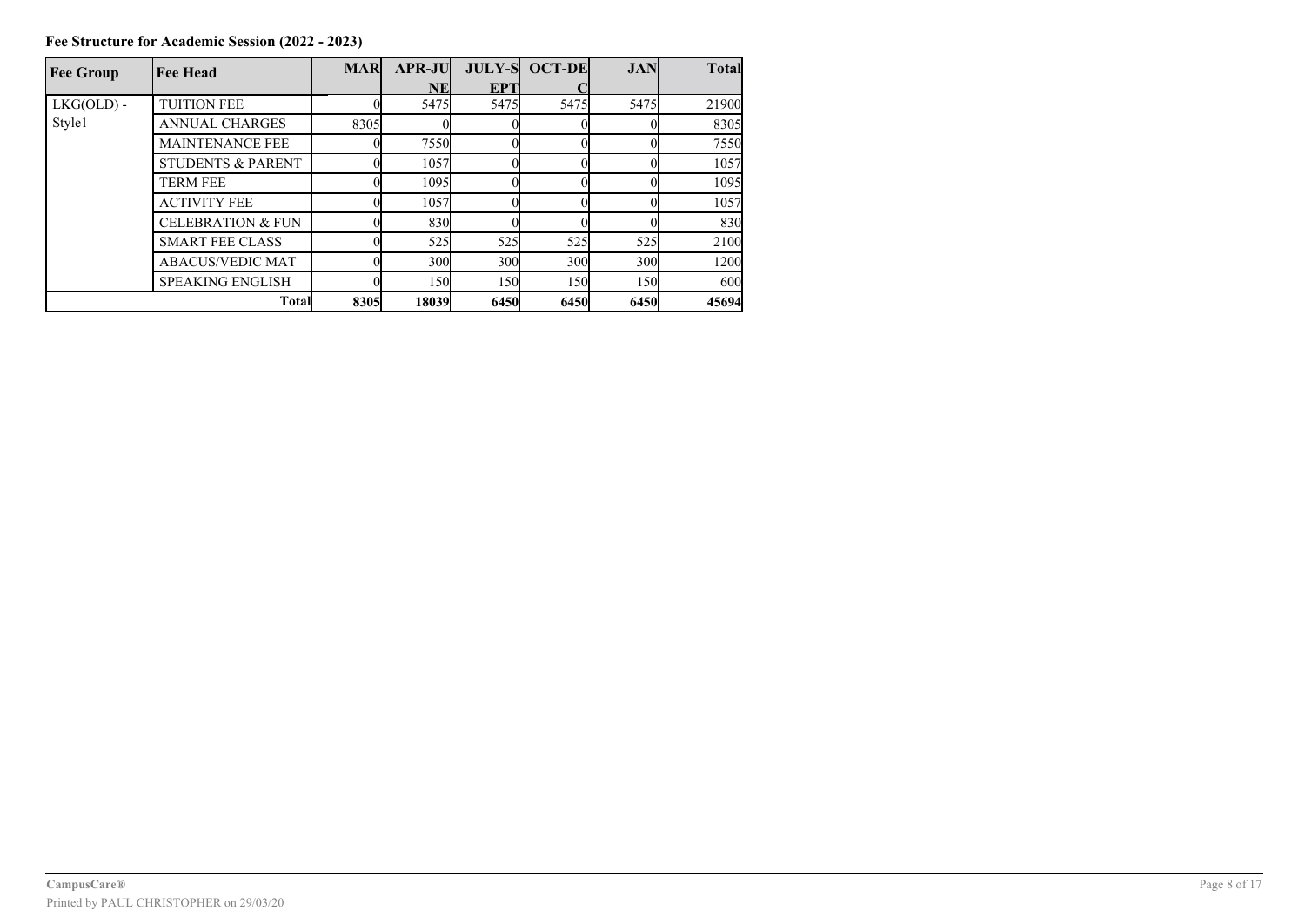**Fee Structure for Academic Session (2022 - 2023)**

| Fee Group | Fee Head | MAR | APR-JUNE | JULY-SEPT | OCT-DEC | JAN | Total |
|---|---|---|---|---|---|---|---|
| LKG(OLD) - Style1 | TUITION FEE | 0 | 5475 | 5475 | 5475 | 5475 | 21900 |
| | ANNUAL CHARGES | 8305 | 0 | 0 | 0 | 0 | 8305 |
| | MAINTENANCE FEE | 0 | 7550 | 0 | 0 | 0 | 7550 |
| | STUDENTS & PARENT | 0 | 1057 | 0 | 0 | 0 | 1057 |
| | TERM FEE | 0 | 1095 | 0 | 0 | 0 | 1095 |
| | ACTIVITY FEE | 0 | 1057 | 0 | 0 | 0 | 1057 |
| | CELEBRATION & FUN | 0 | 830 | 0 | 0 | 0 | 830 |
| | SMART FEE CLASS | 0 | 525 | 525 | 525 | 525 | 2100 |
| | ABACUS/VEDIC MAT | 0 | 300 | 300 | 300 | 300 | 1200 |
| | SPEAKING ENGLISH | 0 | 150 | 150 | 150 | 150 | 600 |
| | **Total** | **8305** | **18039** | **6450** | **6450** | **6450** | **45694** |

**CampusCare®**

Printed by PAUL CHRISTOPHER on 29/03/20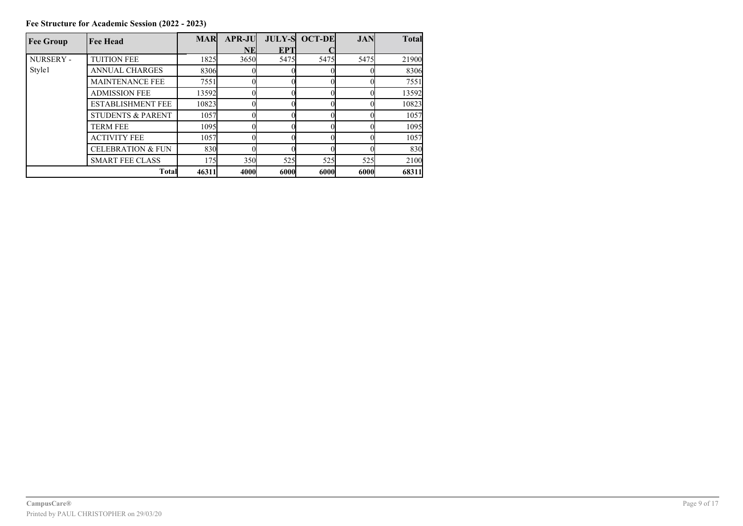**Fee Structure for Academic Session (2022 - 2023)**

| Fee Group | Fee Head | MAR | APR-JUNE | JULY-SEPT | OCT-DEC | JAN | Total |
|---|---|---|---|---|---|---|---|
| NURSERY - Style1 | TUITION FEE | 1825 | 3650 | 5475 | 5475 | 5475 | 21900 |
| | ANNUAL CHARGES | 8306 | 0 | 0 | 0 | 0 | 8306 |
| | MAINTENANCE FEE | 7551 | 0 | 0 | 0 | 0 | 7551 |
| | ADMISSION FEE | 13592 | 0 | 0 | 0 | 0 | 13592 |
| | ESTABLISHMENT FEE | 10823 | 0 | 0 | 0 | 0 | 10823 |
| | STUDENTS & PARENT | 1057 | 0 | 0 | 0 | 0 | 1057 |
| | TERM FEE | 1095 | 0 | 0 | 0 | 0 | 1095 |
| | ACTIVITY FEE | 1057 | 0 | 0 | 0 | 0 | 1057 |
| | CELEBRATION & FUN | 830 | 0 | 0 | 0 | 0 | 830 |
| | SMART FEE CLASS | 175 | 350 | 525 | 525 | 525 | 2100 |
| | **Total** | **46311** | **4000** | **6000** | **6000** | **6000** | **68311** |

**CampusCare®**

Printed by PAUL CHRISTOPHER on 29/03/20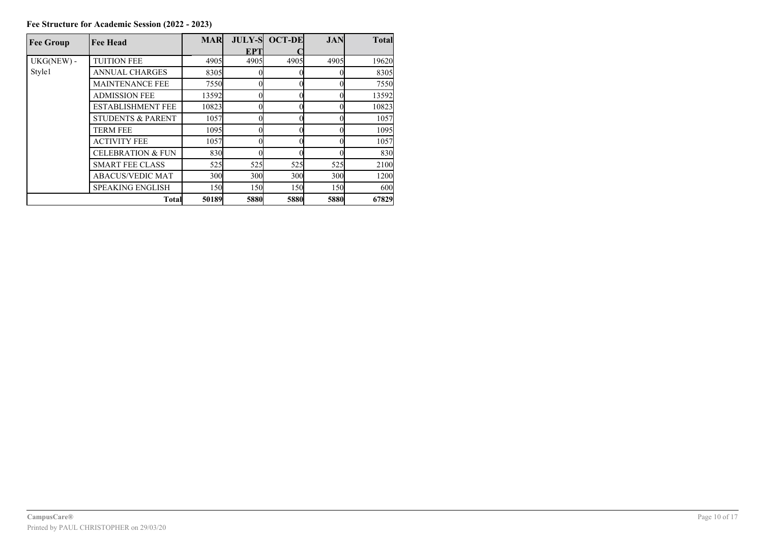**Fee Structure for Academic Session (2022 - 2023)**

| Fee Group | Fee Head | MAR | JULY-SEPT | OCT-DEC | JAN | Total |
|---|---|---|---|---|---|---|
| UKG(NEW) - Style1 | TUITION FEE | 4905 | 4905 | 4905 | 4905 | 19620 |
| | ANNUAL CHARGES | 8305 | 0 | 0 | 0 | 8305 |
| | MAINTENANCE FEE | 7550 | 0 | 0 | 0 | 7550 |
| | ADMISSION FEE | 13592 | 0 | 0 | 0 | 13592 |
| | ESTABLISHMENT FEE | 10823 | 0 | 0 | 0 | 10823 |
| | STUDENTS & PARENT | 1057 | 0 | 0 | 0 | 1057 |
| | TERM FEE | 1095 | 0 | 0 | 0 | 1095 |
| | ACTIVITY FEE | 1057 | 0 | 0 | 0 | 1057 |
| | CELEBRATION & FUN | 830 | 0 | 0 | 0 | 830 |
| | SMART FEE CLASS | 525 | 525 | 525 | 525 | 2100 |
| | ABACUS/VEDIC MAT | 300 | 300 | 300 | 300 | 1200 |
| | SPEAKING ENGLISH | 150 | 150 | 150 | 150 | 600 |
| | **Total** | **50189** | **5880** | **5880** | **5880** | **67829** |

**CampusCare®**

Printed by PAUL CHRISTOPHER on 29/03/20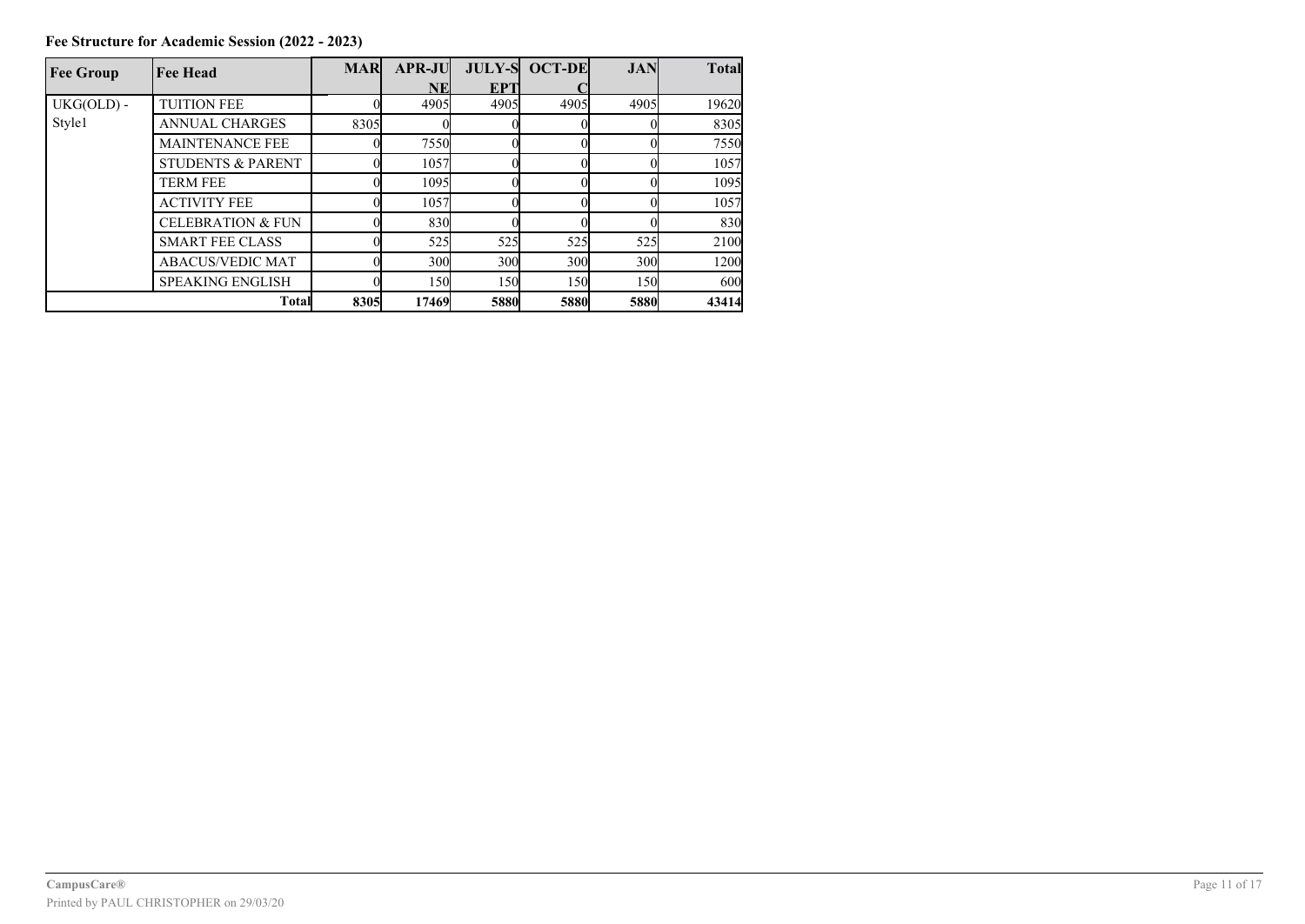**Fee Structure for Academic Session (2022 - 2023)**

| Fee Group | Fee Head | MAR | APR-JUNE | JULY-SEPT | OCT-DEC | JAN | Total |
|---|---|---|---|---|---|---|---|
| UKG(OLD) - Style1 | TUITION FEE | 0 | 4905 | 4905 | 4905 | 4905 | 19620 |
| | ANNUAL CHARGES | 8305 | 0 | 0 | 0 | 0 | 8305 |
| | MAINTENANCE FEE | 0 | 7550 | 0 | 0 | 0 | 7550 |
| | STUDENTS & PARENT | 0 | 1057 | 0 | 0 | 0 | 1057 |
| | TERM FEE | 0 | 1095 | 0 | 0 | 0 | 1095 |
| | ACTIVITY FEE | 0 | 1057 | 0 | 0 | 0 | 1057 |
| | CELEBRATION & FUN | 0 | 830 | 0 | 0 | 0 | 830 |
| | SMART FEE CLASS | 0 | 525 | 525 | 525 | 525 | 2100 |
| | ABACUS/VEDIC MAT | 0 | 300 | 300 | 300 | 300 | 1200 |
| | SPEAKING ENGLISH | 0 | 150 | 150 | 150 | 150 | 600 |
| | **Total** | **8305** | **17469** | **5880** | **5880** | **5880** | **43414** |

**CampusCare®**

Printed by PAUL CHRISTOPHER on 29/03/20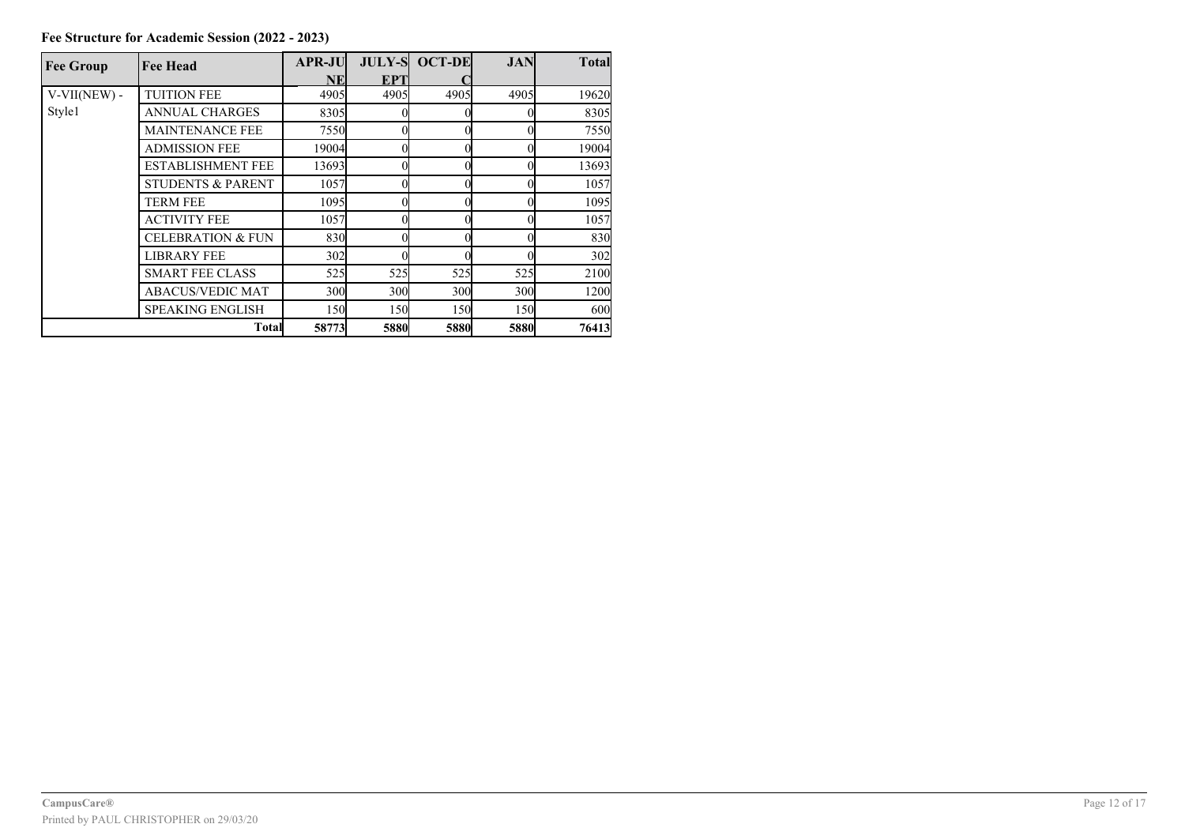**Fee Structure for Academic Session (2022 - 2023)**

| Fee Group | Fee Head | APR-JUNE | JULY-SEPT | OCT-DEC | JAN | Total |
|---|---|---|---|---|---|---|
| V-VII(NEW) - Style1 | TUITION FEE | 4905 | 4905 | 4905 | 4905 | 19620 |
| | ANNUAL CHARGES | 8305 | 0 | 0 | 0 | 8305 |
| | MAINTENANCE FEE | 7550 | 0 | 0 | 0 | 7550 |
| | ADMISSION FEE | 19004 | 0 | 0 | 0 | 19004 |
| | ESTABLISHMENT FEE | 13693 | 0 | 0 | 0 | 13693 |
| | STUDENTS & PARENT | 1057 | 0 | 0 | 0 | 1057 |
| | TERM FEE | 1095 | 0 | 0 | 0 | 1095 |
| | ACTIVITY FEE | 1057 | 0 | 0 | 0 | 1057 |
| | CELEBRATION & FUN | 830 | 0 | 0 | 0 | 830 |
| | LIBRARY FEE | 302 | 0 | 0 | 0 | 302 |
| | SMART FEE CLASS | 525 | 525 | 525 | 525 | 2100 |
| | ABACUS/VEDIC MAT | 300 | 300 | 300 | 300 | 1200 |
| | SPEAKING ENGLISH | 150 | 150 | 150 | 150 | 600 |
| **Total** | | **58773** | **5880** | **5880** | **5880** | **76413** |

**CampusCare®**

Printed by PAUL CHRISTOPHER on 29/03/20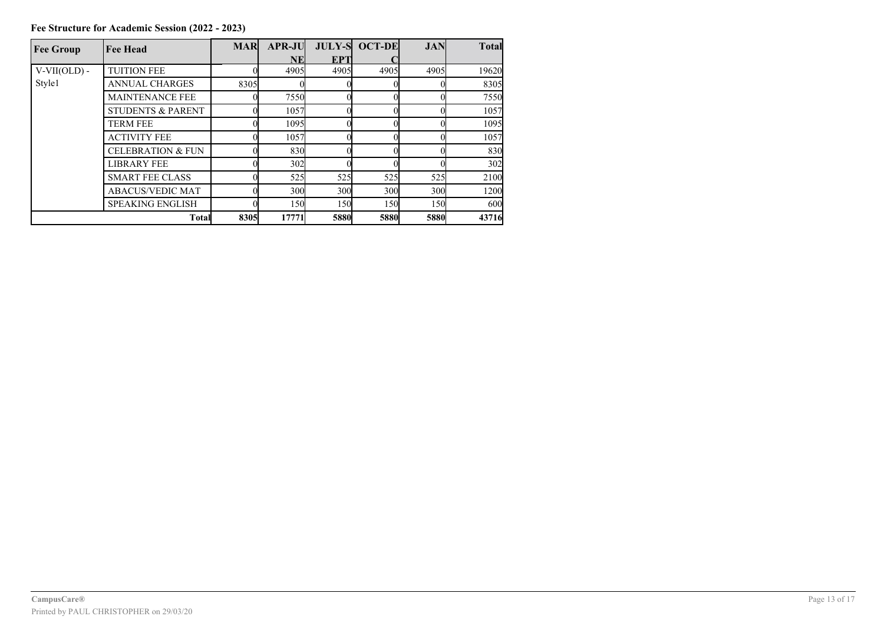**Fee Structure for Academic Session (2022 - 2023)**

| Fee Group | Fee Head | MAR | APR-JUNE | JULY-SEPT | OCT-DEC | JAN | Total |
|---|---|---|---|---|---|---|---|
| V-VII(OLD) - Style1 | TUITION FEE | 0 | 4905 | 4905 | 4905 | 4905 | 19620 |
| | ANNUAL CHARGES | 8305 | 0 | 0 | 0 | 0 | 8305 |
| | MAINTENANCE FEE | 0 | 7550 | 0 | 0 | 0 | 7550 |
| | STUDENTS & PARENT | 0 | 1057 | 0 | 0 | 0 | 1057 |
| | TERM FEE | 0 | 1095 | 0 | 0 | 0 | 1095 |
| | ACTIVITY FEE | 0 | 1057 | 0 | 0 | 0 | 1057 |
| | CELEBRATION & FUN | 0 | 830 | 0 | 0 | 0 | 830 |
| | LIBRARY FEE | 0 | 302 | 0 | 0 | 0 | 302 |
| | SMART FEE CLASS | 0 | 525 | 525 | 525 | 525 | 2100 |
| | ABACUS/VEDIC MAT | 0 | 300 | 300 | 300 | 300 | 1200 |
| | SPEAKING ENGLISH | 0 | 150 | 150 | 150 | 150 | 600 |
| | **Total** | **8305** | **17771** | **5880** | **5880** | **5880** | **43716** |

CampusCare®
Printed by PAUL CHRISTOPHER on 29/03/20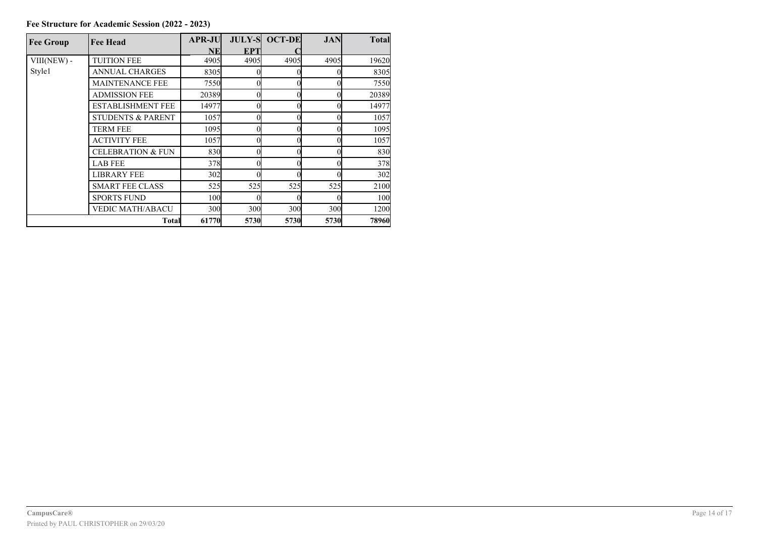**Fee Structure for Academic Session (2022 - 2023)**

| Fee Group | Fee Head | APR-JUNE | JULY-SEPT | OCT-DEC | JAN | Total |
|---|---|---|---|---|---|---|
| VIII(NEW) - Style1 | TUITION FEE | 4905 | 4905 | 4905 | 4905 | 19620 |
| | ANNUAL CHARGES | 8305 | 0 | 0 | 0 | 8305 |
| | MAINTENANCE FEE | 7550 | 0 | 0 | 0 | 7550 |
| | ADMISSION FEE | 20389 | 0 | 0 | 0 | 20389 |
| | ESTABLISHMENT FEE | 14977 | 0 | 0 | 0 | 14977 |
| | STUDENTS & PARENT | 1057 | 0 | 0 | 0 | 1057 |
| | TERM FEE | 1095 | 0 | 0 | 0 | 1095 |
| | ACTIVITY FEE | 1057 | 0 | 0 | 0 | 1057 |
| | CELEBRATION & FUN | 830 | 0 | 0 | 0 | 830 |
| | LAB FEE | 378 | 0 | 0 | 0 | 378 |
| | LIBRARY FEE | 302 | 0 | 0 | 0 | 302 |
| | SMART FEE CLASS | 525 | 525 | 525 | 525 | 2100 |
| | SPORTS FUND | 100 | 0 | 0 | 0 | 100 |
| | VEDIC MATH/ABACU | 300 | 300 | 300 | 300 | 1200 |
| | **Total** | **61770** | **5730** | **5730** | **5730** | **78960** |

**CampusCare®**

Printed by PAUL CHRISTOPHER on 29/03/20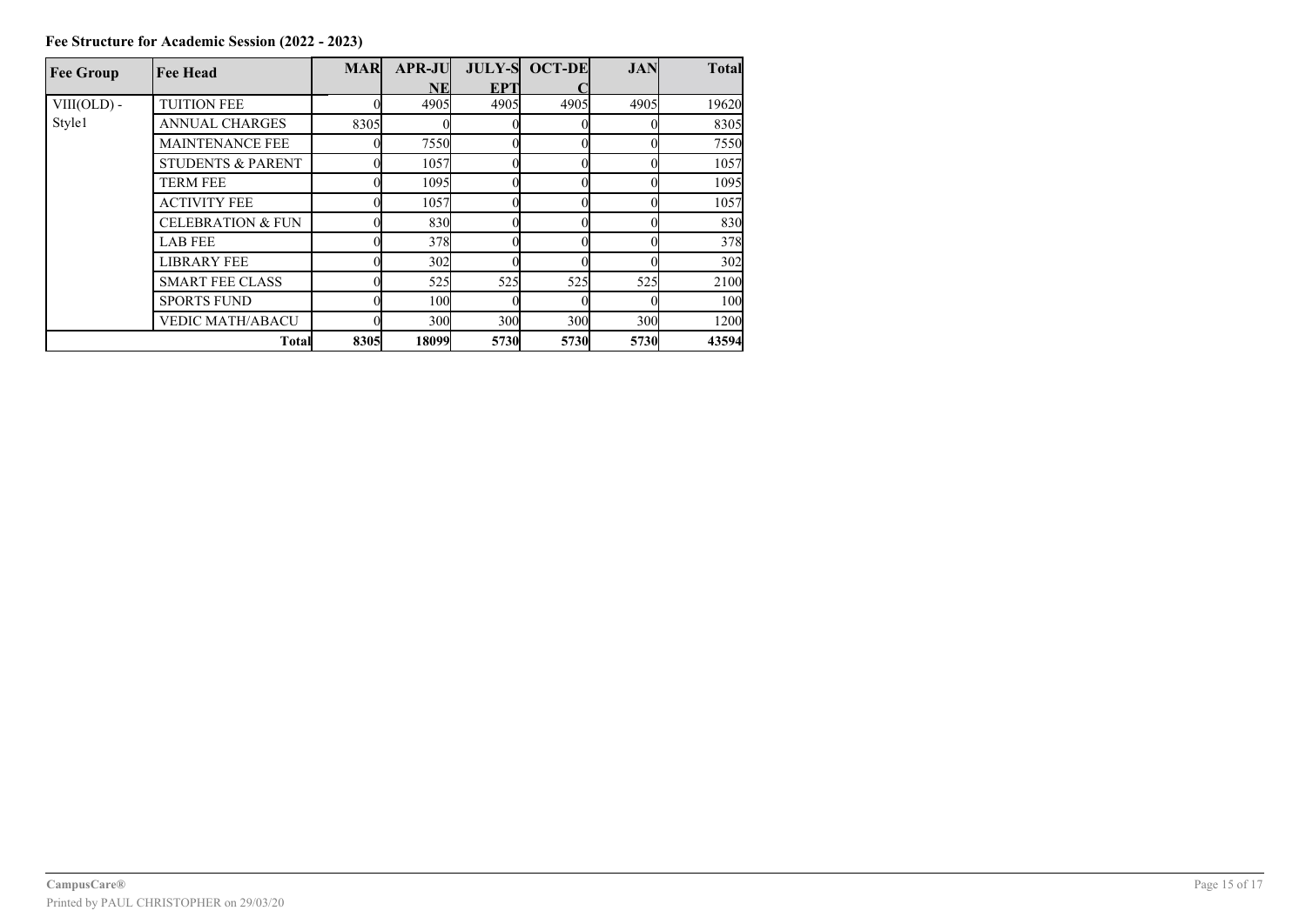**Fee Structure for Academic Session (2022 - 2023)**

| Fee Group | Fee Head | MAR | APR-JUNE | JULY-SEPT | OCT-DEC | JAN | Total |
|---|---|---|---|---|---|---|---|
| VIII(OLD) - Style1 | TUITION FEE | 0 | 4905 | 4905 | 4905 | 4905 | 19620 |
| | ANNUAL CHARGES | 8305 | 0 | 0 | 0 | 0 | 8305 |
| | MAINTENANCE FEE | 0 | 7550 | 0 | 0 | 0 | 7550 |
| | STUDENTS & PARENT | 0 | 1057 | 0 | 0 | 0 | 1057 |
| | TERM FEE | 0 | 1095 | 0 | 0 | 0 | 1095 |
| | ACTIVITY FEE | 0 | 1057 | 0 | 0 | 0 | 1057 |
| | CELEBRATION & FUN | 0 | 830 | 0 | 0 | 0 | 830 |
| | LAB FEE | 0 | 378 | 0 | 0 | 0 | 378 |
| | LIBRARY FEE | 0 | 302 | 0 | 0 | 0 | 302 |
| | SMART FEE CLASS | 0 | 525 | 525 | 525 | 525 | 2100 |
| | SPORTS FUND | 0 | 100 | 0 | 0 | 0 | 100 |
| | VEDIC MATH/ABACU | 0 | 300 | 300 | 300 | 300 | 1200 |
| | **Total** | **8305** | **18099** | **5730** | **5730** | **5730** | **43594** |

CampusCare®

Printed by PAUL CHRISTOPHER on 29/03/20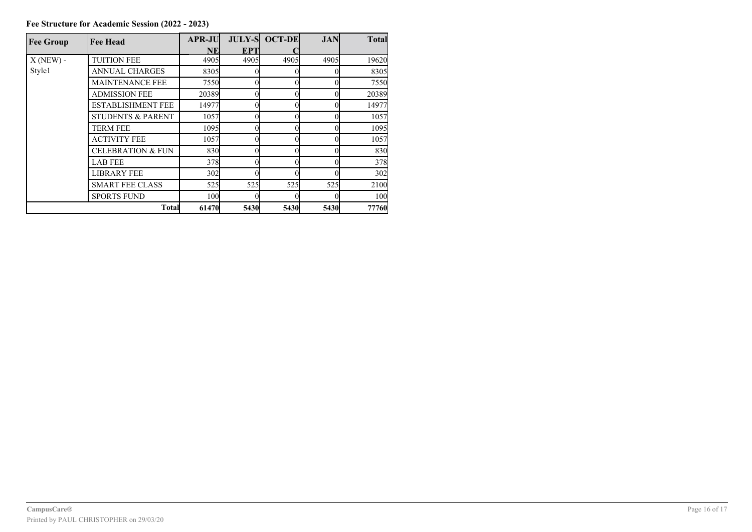**Fee Structure for Academic Session (2022 - 2023)**

| Fee Group | Fee Head | APR-JUNE | JULY-SEPT | OCT-DEC | JAN | Total |
|---|---|---|---|---|---|---|
| X (NEW) - Style1 | TUITION FEE | 4905 | 4905 | 4905 | 4905 | 19620 |
| | ANNUAL CHARGES | 8305 | 0 | 0 | 0 | 8305 |
| | MAINTENANCE FEE | 7550 | 0 | 0 | 0 | 7550 |
| | ADMISSION FEE | 20389 | 0 | 0 | 0 | 20389 |
| | ESTABLISHMENT FEE | 14977 | 0 | 0 | 0 | 14977 |
| | STUDENTS & PARENT | 1057 | 0 | 0 | 0 | 1057 |
| | TERM FEE | 1095 | 0 | 0 | 0 | 1095 |
| | ACTIVITY FEE | 1057 | 0 | 0 | 0 | 1057 |
| | CELEBRATION & FUN | 830 | 0 | 0 | 0 | 830 |
| | LAB FEE | 378 | 0 | 0 | 0 | 378 |
| | LIBRARY FEE | 302 | 0 | 0 | 0 | 302 |
| | SMART FEE CLASS | 525 | 525 | 525 | 525 | 2100 |
| | SPORTS FUND | 100 | 0 | 0 | 0 | 100 |
| | **Total** | **61470** | **5430** | **5430** | **5430** | **77760** |

**CampusCare®**

Printed by PAUL CHRISTOPHER on 29/03/20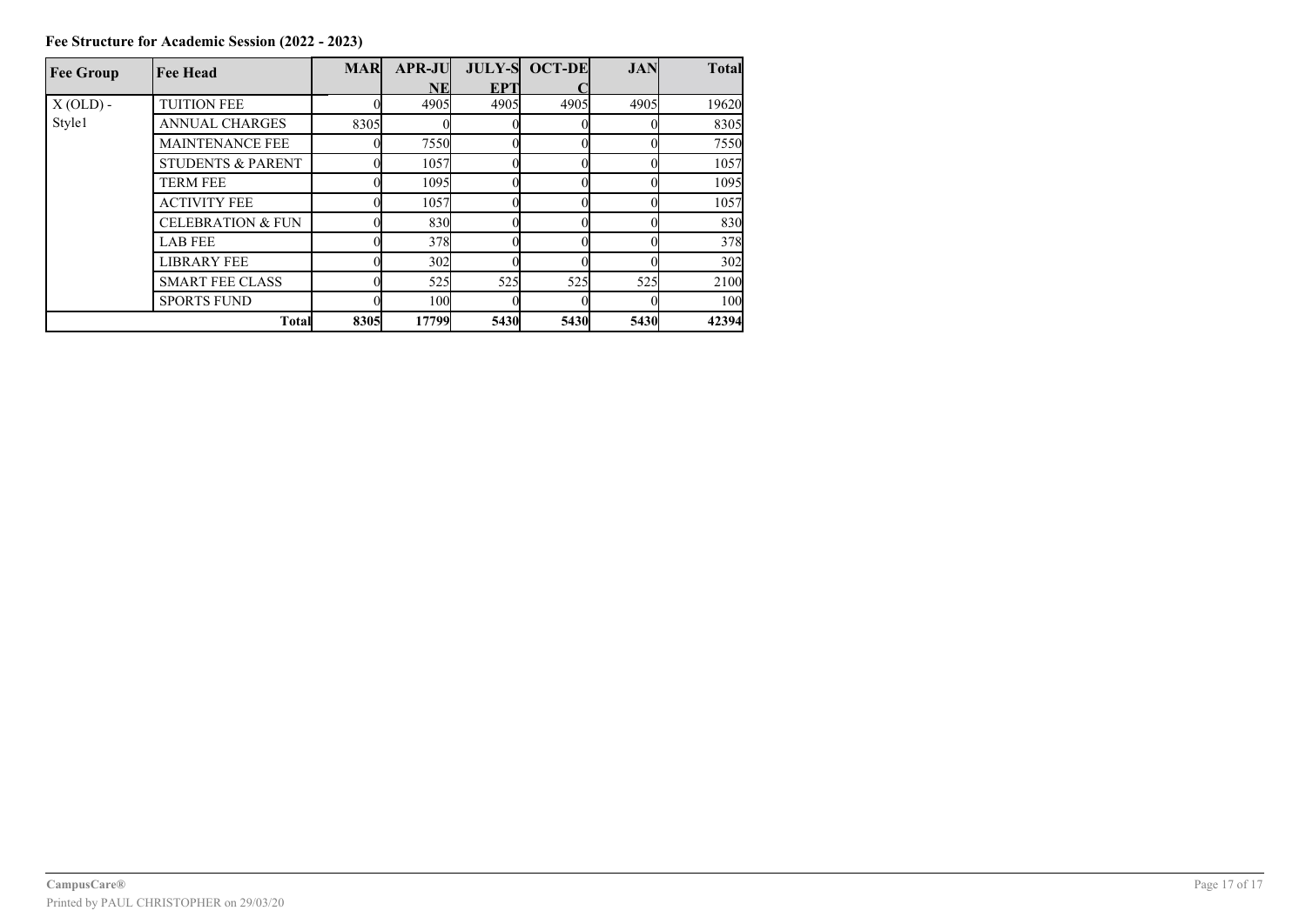**Fee Structure for Academic Session (2022 - 2023)**

| Fee Group | Fee Head | MAR | APR-JUNE | JULY-SEPT | OCT-DEC | JAN | Total |
|---|---|---|---|---|---|---|---|
| X (OLD) - Style1 | TUITION FEE | 0 | 4905 | 4905 | 4905 | 4905 | 19620 |
| | ANNUAL CHARGES | 8305 | 0 | 0 | 0 | 0 | 8305 |
| | MAINTENANCE FEE | 0 | 7550 | 0 | 0 | 0 | 7550 |
| | STUDENTS & PARENT | 0 | 1057 | 0 | 0 | 0 | 1057 |
| | TERM FEE | 0 | 1095 | 0 | 0 | 0 | 1095 |
| | ACTIVITY FEE | 0 | 1057 | 0 | 0 | 0 | 1057 |
| | CELEBRATION & FUN | 0 | 830 | 0 | 0 | 0 | 830 |
| | LAB FEE | 0 | 378 | 0 | 0 | 0 | 378 |
| | LIBRARY FEE | 0 | 302 | 0 | 0 | 0 | 302 |
| | SMART FEE CLASS | 0 | 525 | 525 | 525 | 525 | 2100 |
| | SPORTS FUND | 0 | 100 | 0 | 0 | 0 | 100 |
| | **Total** | **8305** | **17799** | **5430** | **5430** | **5430** | **42394** |

CampusCare®
Printed by PAUL CHRISTOPHER on 29/03/20